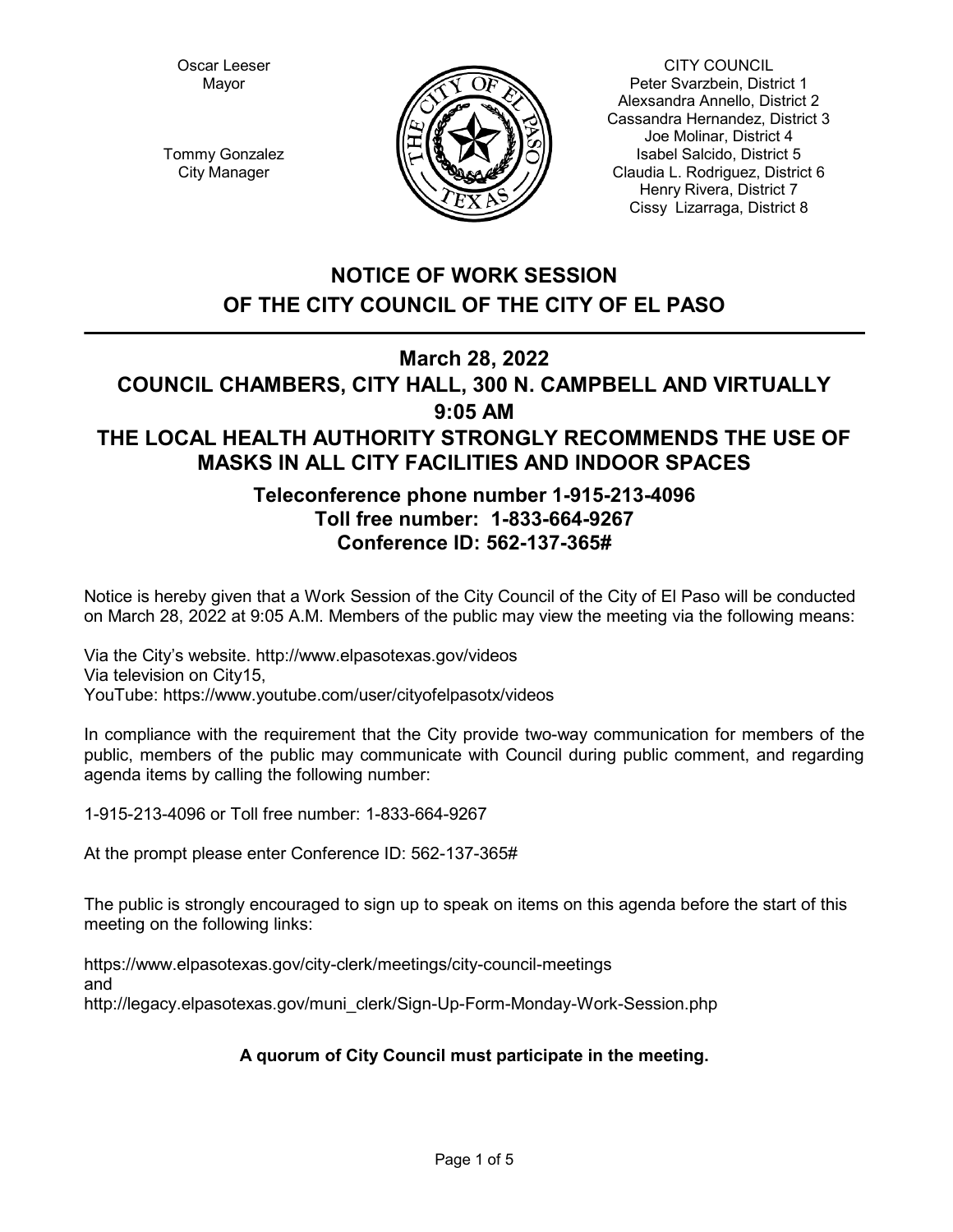Oscar Leeser
Mayor

Tommy Gonzalez
City Manager

CITY COUNCIL
Peter Svarzbein, District 1
Alexsandra Annello, District 2
Cassandra Hernandez, District 3
Joe Molinar, District 4
Isabel Salcido, District 5
Claudia L. Rodriguez, District 6
Henry Rivera, District 7
Cissy Lizarraga, District 8

# NOTICE OF WORK SESSION OF THE CITY COUNCIL OF THE CITY OF EL PASO

## March 28, 2022
## COUNCIL CHAMBERS, CITY HALL, 300 N. CAMPBELL AND VIRTUALLY
## 9:05 AM
## THE LOCAL HEALTH AUTHORITY STRONGLY RECOMMENDS THE USE OF MASKS IN ALL CITY FACILITIES AND INDOOR SPACES

### Teleconference phone number 1-915-213-4096
### Toll free number: 1-833-664-9267
### Conference ID: 562-137-365#

Notice is hereby given that a Work Session of the City Council of the City of El Paso will be conducted on March 28, 2022 at 9:05 A.M. Members of the public may view the meeting via the following means:

Via the City's website. http://www.elpasotexas.gov/videos
Via television on City15,
YouTube: https://www.youtube.com/user/cityofelpasotx/videos

In compliance with the requirement that the City provide two-way communication for members of the public, members of the public may communicate with Council during public comment, and regarding agenda items by calling the following number:

1-915-213-4096 or Toll free number: 1-833-664-9267

At the prompt please enter Conference ID: 562-137-365#

The public is strongly encouraged to sign up to speak on items on this agenda before the start of this meeting on the following links:

https://www.elpasotexas.gov/city-clerk/meetings/city-council-meetings
and
http://legacy.elpasotexas.gov/muni_clerk/Sign-Up-Form-Monday-Work-Session.php

**A quorum of City Council must participate in the meeting.**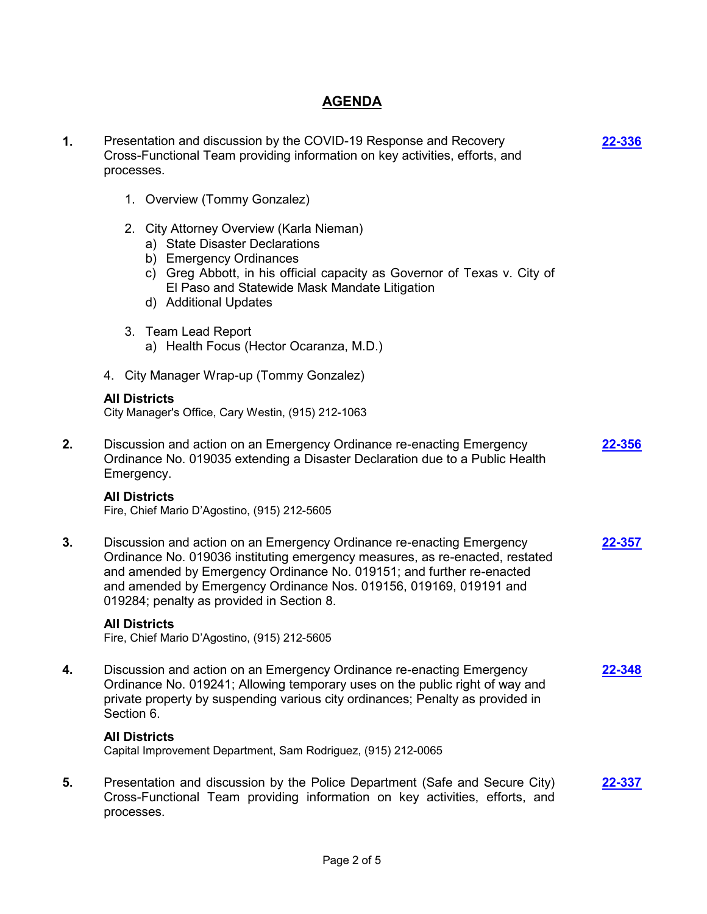## AGENDA

**1.** Presentation and discussion by the COVID-19 Response and Recovery Cross-Functional Team providing information on key activities, efforts, and processes. **22-336**

1. Overview (Tommy Gonzalez)
2. City Attorney Overview (Karla Nieman)
   a) State Disaster Declarations
   b) Emergency Ordinances
   c) Greg Abbott, in his official capacity as Governor of Texas v. City of El Paso and Statewide Mask Mandate Litigation
   d) Additional Updates
3. Team Lead Report
   a) Health Focus (Hector Ocaranza, M.D.)
4. City Manager Wrap-up (Tommy Gonzalez)

**All Districts**
City Manager's Office, Cary Westin, (915) 212-1063

**2.** Discussion and action on an Emergency Ordinance re-enacting Emergency Ordinance No. 019035 extending a Disaster Declaration due to a Public Health Emergency. **22-356**

**All Districts**
Fire, Chief Mario D'Agostino, (915) 212-5605

**3.** Discussion and action on an Emergency Ordinance re-enacting Emergency Ordinance No. 019036 instituting emergency measures, as re-enacted, restated and amended by Emergency Ordinance No. 019151; and further re-enacted and amended by Emergency Ordinance Nos. 019156, 019169, 019191 and 019284; penalty as provided in Section 8. **22-357**

**All Districts**
Fire, Chief Mario D'Agostino, (915) 212-5605

**4.** Discussion and action on an Emergency Ordinance re-enacting Emergency Ordinance No. 019241; Allowing temporary uses on the public right of way and private property by suspending various city ordinances; Penalty as provided in Section 6. **22-348**

**All Districts**
Capital Improvement Department, Sam Rodriguez, (915) 212-0065

**5.** Presentation and discussion by the Police Department (Safe and Secure City) Cross-Functional Team providing information on key activities, efforts, and processes. **22-337**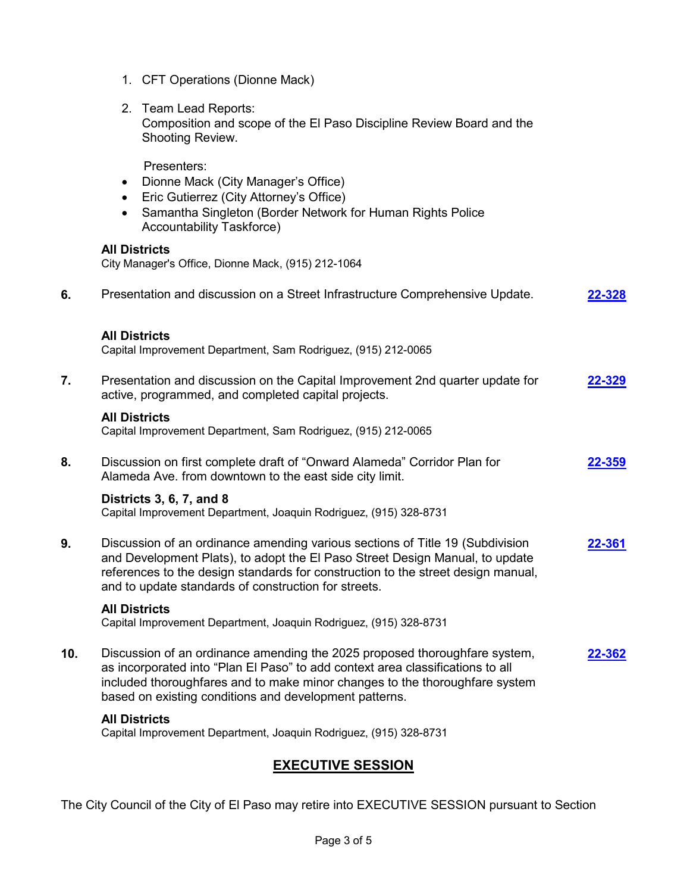1. CFT Operations (Dionne Mack)

2. Team Lead Reports:
   Composition and scope of the El Paso Discipline Review Board and the Shooting Review.

   Presenters:
   - Dionne Mack (City Manager's Office)
   - Eric Gutierrez (City Attorney's Office)
   - Samantha Singleton (Border Network for Human Rights Police Accountability Taskforce)

**All Districts**
City Manager's Office, Dionne Mack, (915) 212-1064

**6.** Presentation and discussion on a Street Infrastructure Comprehensive Update. **22-328**

**All Districts**
Capital Improvement Department, Sam Rodriguez, (915) 212-0065

**7.** Presentation and discussion on the Capital Improvement 2nd quarter update for active, programmed, and completed capital projects. **22-329**

**All Districts**
Capital Improvement Department, Sam Rodriguez, (915) 212-0065

**8.** Discussion on first complete draft of "Onward Alameda" Corridor Plan for Alameda Ave. from downtown to the east side city limit. **22-359**

**Districts 3, 6, 7, and 8**
Capital Improvement Department, Joaquin Rodriguez, (915) 328-8731

**9.** Discussion of an ordinance amending various sections of Title 19 (Subdivision and Development Plats), to adopt the El Paso Street Design Manual, to update references to the design standards for construction to the street design manual, and to update standards of construction for streets. **22-361**

**All Districts**
Capital Improvement Department, Joaquin Rodriguez, (915) 328-8731

**10.** Discussion of an ordinance amending the 2025 proposed thoroughfare system, as incorporated into "Plan El Paso" to add context area classifications to all included thoroughfares and to make minor changes to the thoroughfare system based on existing conditions and development patterns. **22-362**

**All Districts**
Capital Improvement Department, Joaquin Rodriguez, (915) 328-8731

## EXECUTIVE SESSION

The City Council of the City of El Paso may retire into EXECUTIVE SESSION pursuant to Section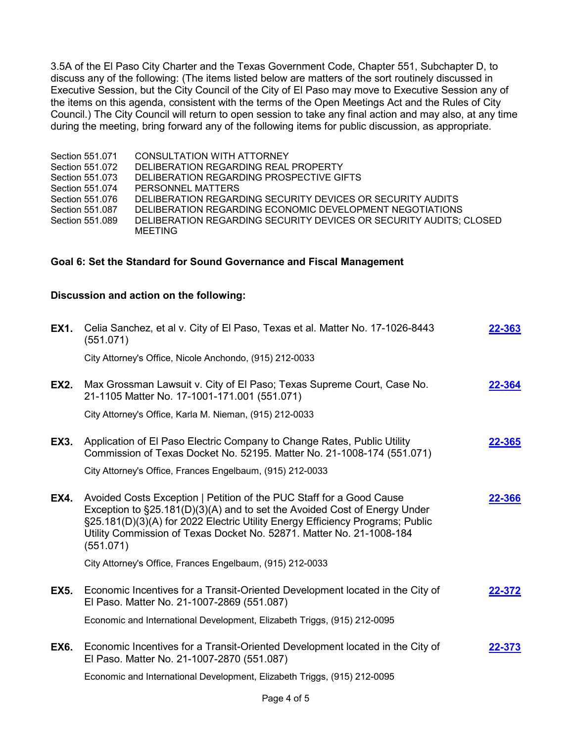3.5A of the El Paso City Charter and the Texas Government Code, Chapter 551, Subchapter D, to discuss any of the following: (The items listed below are matters of the sort routinely discussed in Executive Session, but the City Council of the City of El Paso may move to Executive Session any of the items on this agenda, consistent with the terms of the Open Meetings Act and the Rules of City Council.) The City Council will return to open session to take any final action and may also, at any time during the meeting, bring forward any of the following items for public discussion, as appropriate.

| | |
|---|---|
| Section 551.071 | CONSULTATION WITH ATTORNEY |
| Section 551.072 | DELIBERATION REGARDING REAL PROPERTY |
| Section 551.073 | DELIBERATION REGARDING PROSPECTIVE GIFTS |
| Section 551.074 | PERSONNEL MATTERS |
| Section 551.076 | DELIBERATION REGARDING SECURITY DEVICES OR SECURITY AUDITS |
| Section 551.087 | DELIBERATION REGARDING ECONOMIC DEVELOPMENT NEGOTIATIONS |
| Section 551.089 | DELIBERATION REGARDING SECURITY DEVICES OR SECURITY AUDITS; CLOSED MEETING |

**Goal 6: Set the Standard for Sound Governance and Fiscal Management**

**Discussion and action on the following:**

**EX1.** Celia Sanchez, et al v. City of El Paso, Texas et al. Matter No. 17-1026-8443 (551.071) **22-363**

City Attorney's Office, Nicole Anchondo, (915) 212-0033

**EX2.** Max Grossman Lawsuit v. City of El Paso; Texas Supreme Court, Case No. 21-1105 Matter No. 17-1001-171.001 (551.071) **22-364**

City Attorney's Office, Karla M. Nieman, (915) 212-0033

**EX3.** Application of El Paso Electric Company to Change Rates, Public Utility Commission of Texas Docket No. 52195. Matter No. 21-1008-174 (551.071) **22-365**

City Attorney's Office, Frances Engelbaum, (915) 212-0033

**EX4.** Avoided Costs Exception | Petition of the PUC Staff for a Good Cause Exception to §25.181(D)(3)(A) and to set the Avoided Cost of Energy Under §25.181(D)(3)(A) for 2022 Electric Utility Energy Efficiency Programs; Public Utility Commission of Texas Docket No. 52871. Matter No. 21-1008-184 (551.071) **22-366**

City Attorney's Office, Frances Engelbaum, (915) 212-0033

**EX5.** Economic Incentives for a Transit-Oriented Development located in the City of El Paso. Matter No. 21-1007-2869 (551.087) **22-372**

Economic and International Development, Elizabeth Triggs, (915) 212-0095

**EX6.** Economic Incentives for a Transit-Oriented Development located in the City of El Paso. Matter No. 21-1007-2870 (551.087) **22-373**

Economic and International Development, Elizabeth Triggs, (915) 212-0095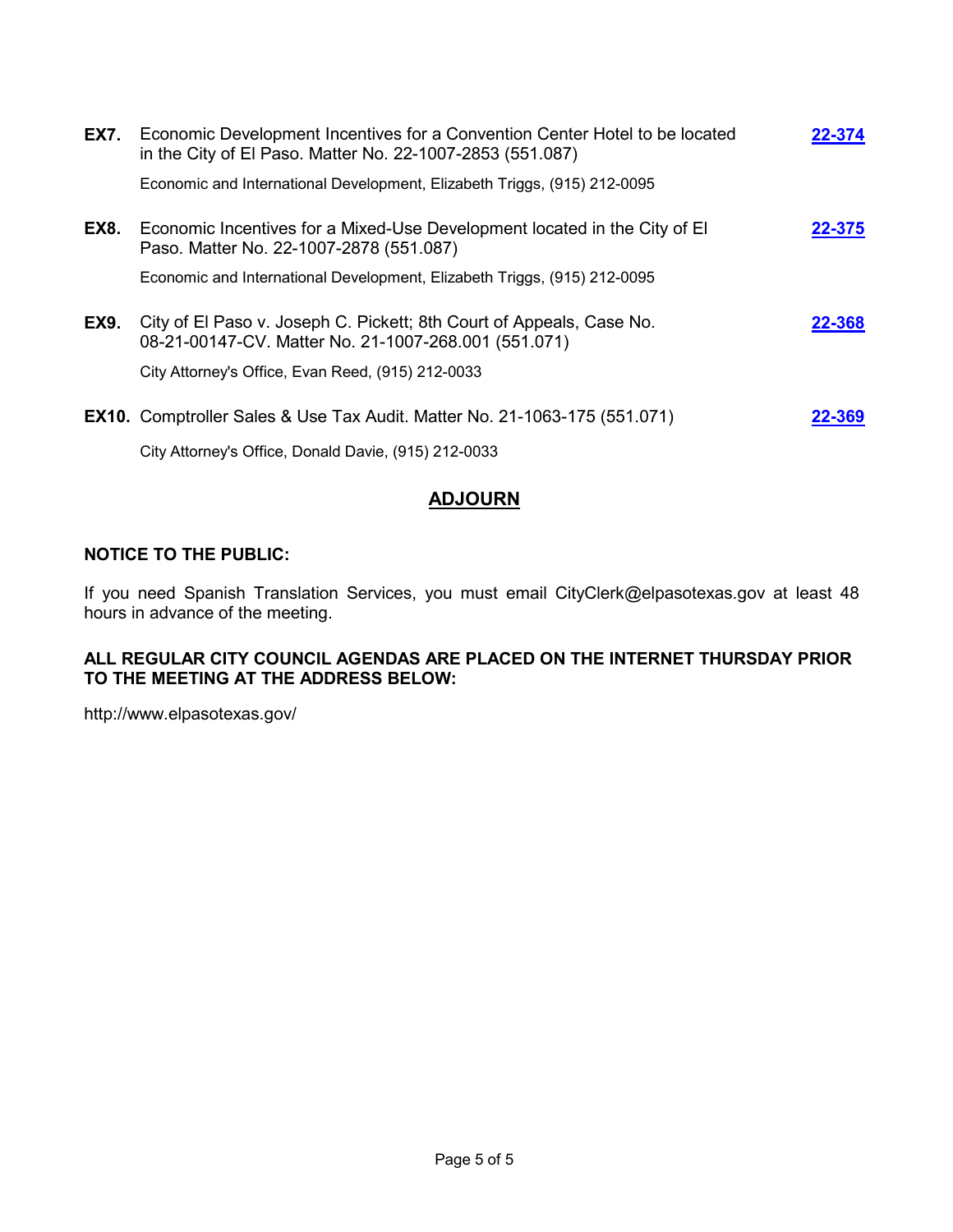**EX7.** Economic Development Incentives for a Convention Center Hotel to be located in the City of El Paso. Matter No. 22-1007-2853 (551.087) **22-374**

Economic and International Development, Elizabeth Triggs, (915) 212-0095

**EX8.** Economic Incentives for a Mixed-Use Development located in the City of El Paso. Matter No. 22-1007-2878 (551.087) **22-375**

Economic and International Development, Elizabeth Triggs, (915) 212-0095

**EX9.** City of El Paso v. Joseph C. Pickett; 8th Court of Appeals, Case No. 08-21-00147-CV. Matter No. 21-1007-268.001 (551.071) **22-368**

City Attorney's Office, Evan Reed, (915) 212-0033

**EX10.** Comptroller Sales & Use Tax Audit. Matter No. 21-1063-175 (551.071) **22-369**

City Attorney's Office, Donald Davie, (915) 212-0033

## ADJOURN

**NOTICE TO THE PUBLIC:**

If you need Spanish Translation Services, you must email CityClerk@elpasotexas.gov at least 48 hours in advance of the meeting.

**ALL REGULAR CITY COUNCIL AGENDAS ARE PLACED ON THE INTERNET THURSDAY PRIOR TO THE MEETING AT THE ADDRESS BELOW:**

http://www.elpasotexas.gov/